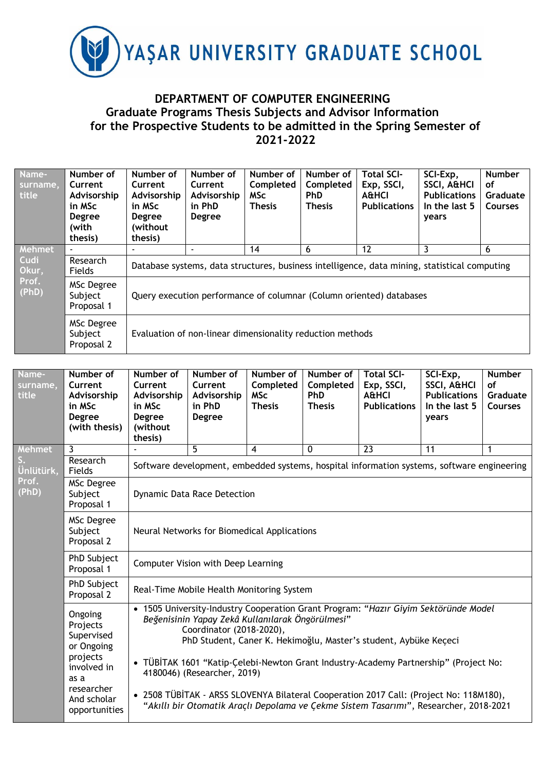# YAŞAR UNIVERSITY GRADUATE SCHOOL

## DEPARTMENT OF COMPUTER ENGINEERING
## Graduate Programs Thesis Subjects and Advisor Information for the Prospective Students to be admitted in the Spring Semester of 2021-2022

| Name-surname, title | Number of Current Advisorship in MSc Degree (with thesis) | Number of Current Advisorship in MSc Degree (without thesis) | Number of Current Advisorship in PhD Degree | Number of Completed MSc Thesis | Number of Completed PhD Thesis | Total SCI-Exp, SSCI, A&HCI Publications | SCI-Exp, SSCI, A&HCI Publications In the last 5 years | Number of Graduate Courses |
|---|---|---|---|---|---|---|---|---|
| Mehmet Cudi Okur, Prof. (PhD) | - | - | - | 14 | 6 | 12 | 3 | 6 |
| | Research Fields | Database systems, data structures, business intelligence, data mining, statistical computing | | | | | | |
| | MSc Degree Subject Proposal 1 | Query execution performance of columnar (Column oriented) databases | | | | | | |
| | MSc Degree Subject Proposal 2 | Evaluation of non-linear dimensionality reduction methods | | | | | | |

| Name-surname, title | Number of Current Advisorship in MSc Degree (with thesis) | Number of Current Advisorship in MSc Degree (without thesis) | Number of Current Advisorship in PhD Degree | Number of Completed MSc Thesis | Number of Completed PhD Thesis | Total SCI-Exp, SSCI, A&HCI Publications | SCI-Exp, SSCI, A&HCI Publications In the last 5 years | Number of Graduate Courses |
|---|---|---|---|---|---|---|---|---|
| Mehmet S. Ünlütürk, Prof. (PhD) | 3 | - | 5 | 4 | 0 | 23 | 11 | 1 |
| | Research Fields | Software development, embedded systems, hospital information systems, software engineering | | | | | | |
| | MSc Degree Subject Proposal 1 | Dynamic Data Race Detection | | | | | | |
| | MSc Degree Subject Proposal 2 | Neural Networks for Biomedical Applications | | | | | | |
| | PhD Subject Proposal 1 | Computer Vision with Deep Learning | | | | | | |
| | PhD Subject Proposal 2 | Real-Time Mobile Health Monitoring System | | | | | | |
| | Ongoing Projects Supervised or Ongoing projects involved in as a researcher And scholar opportunities | • 1505 University-Industry Cooperation Grant Program: "*Hazır Giyim Sektöründe Model Beğenisinin Yapay Zekâ Kullanılarak Öngörülmesi*" Coordinator (2018-2020), PhD Student, Caner K. Hekimoğlu, Master's student, Aybüke Keçeci<br>• TÜBİTAK 1601 "Katip-Çelebi-Newton Grant Industry-Academy Partnership" (Project No: 4180046) (Researcher, 2019)<br>• 2508 TÜBİTAK - ARSS SLOVENYA Bilateral Cooperation 2017 Call: (Project No: 118M180), "*Akıllı bir Otomatik Araçlı Depolama ve Çekme Sistem Tasarımı*", Researcher, 2018-2021 | | | | | | |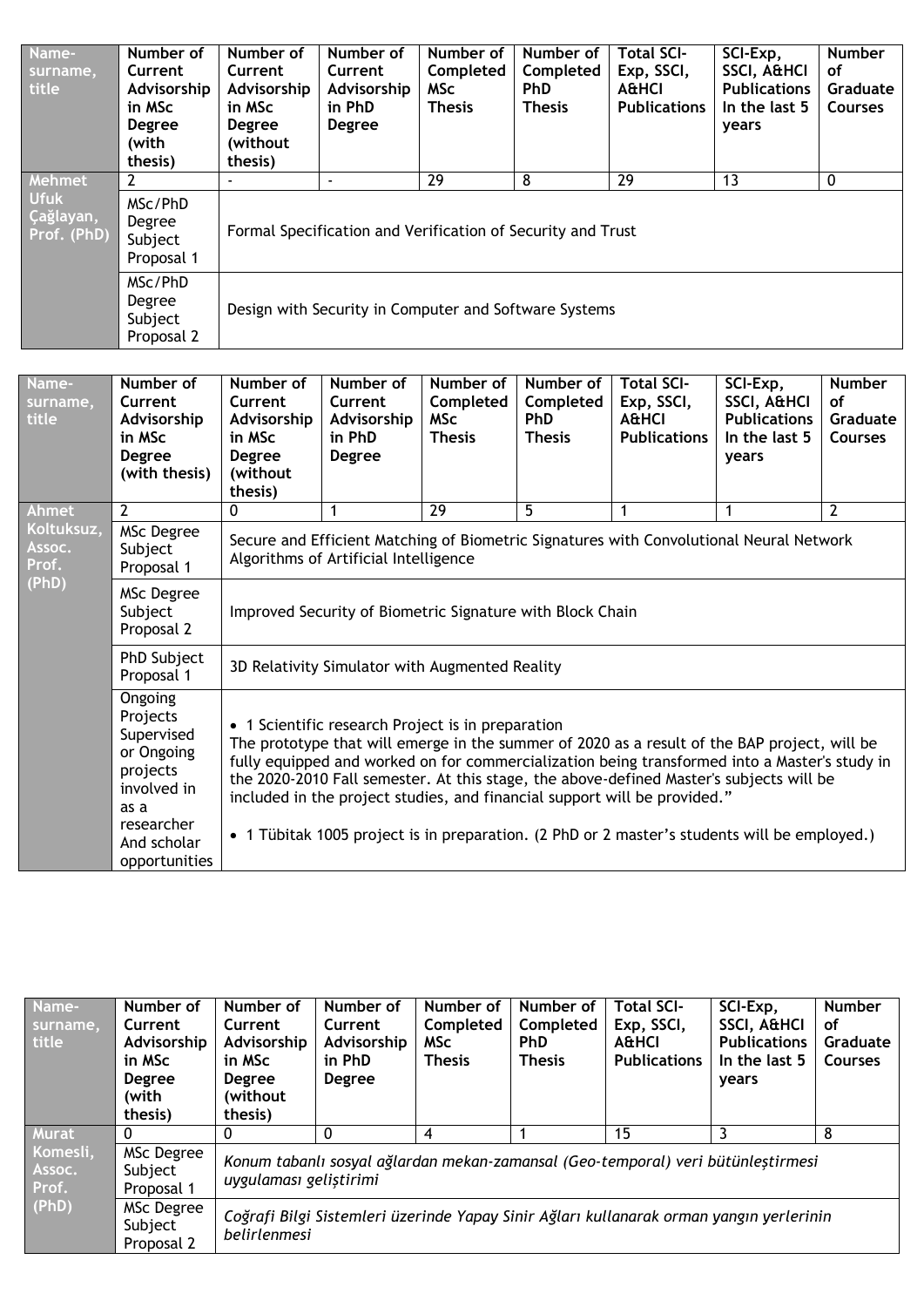| Name-surname, title | Number of Current Advisorship in MSc Degree (with thesis) | Number of Current Advisorship in MSc Degree (without thesis) | Number of Current Advisorship in PhD Degree | Number of Completed MSc Thesis | Number of Completed PhD Thesis | Total SCI-Exp, SSCI, A&HCI Publications | SCI-Exp, SSCI, A&HCI Publications In the last 5 years | Number of Graduate Courses |
| --- | --- | --- | --- | --- | --- | --- | --- | --- |
| Mehmet Ufuk Çağlayan, Prof. (PhD) | 2 | - | - | 29 | 8 | 29 | 13 | 0 |
| | MSc/PhD Degree Subject Proposal 1 | Formal Specification and Verification of Security and Trust | | | | | | |
| | MSc/PhD Degree Subject Proposal 2 | Design with Security in Computer and Software Systems | | | | | | |

| Name-surname, title | Number of Current Advisorship in MSc Degree (with thesis) | Number of Current Advisorship in MSc Degree (without thesis) | Number of Current Advisorship in PhD Degree | Number of Completed MSc Thesis | Number of Completed PhD Thesis | Total SCI-Exp, SSCI, A&HCI Publications | SCI-Exp, SSCI, A&HCI Publications In the last 5 years | Number of Graduate Courses |
| --- | --- | --- | --- | --- | --- | --- | --- | --- |
| Ahmet Koltuksuz, Assoc. Prof. (PhD) | 2 | 0 | 1 | 29 | 5 | 1 | 1 | 2 |
| | MSc Degree Subject Proposal 1 | Secure and Efficient Matching of Biometric Signatures with Convolutional Neural Network Algorithms of Artificial Intelligence | | | | | | |
| | MSc Degree Subject Proposal 2 | Improved Security of Biometric Signature with Block Chain | | | | | | |
| | PhD Subject Proposal 1 | 3D Relativity Simulator with Augmented Reality | | | | | | |
| | Ongoing Projects Supervised or Ongoing projects involved in as a researcher And scholar opportunities | • 1 Scientific research Project is in preparation The prototype that will emerge in the summer of 2020 as a result of the BAP project, will be fully equipped and worked on for commercialization being transformed into a Master's study in the 2020-2010 Fall semester. At this stage, the above-defined Master's subjects will be included in the project studies, and financial support will be provided." • 1 Tübitak 1005 project is in preparation. (2 PhD or 2 master's students will be employed.) | | | | | | |

| Name-surname, title | Number of Current Advisorship in MSc Degree (with thesis) | Number of Current Advisorship in MSc Degree (without thesis) | Number of Current Advisorship in PhD Degree | Number of Completed MSc Thesis | Number of Completed PhD Thesis | Total SCI-Exp, SSCI, A&HCI Publications | SCI-Exp, SSCI, A&HCI Publications In the last 5 years | Number of Graduate Courses |
| --- | --- | --- | --- | --- | --- | --- | --- | --- |
| Murat Komesli, Assoc. Prof. (PhD) | 0 | 0 | 0 | 4 | 1 | 15 | 3 | 8 |
| | MSc Degree Subject Proposal 1 | *Konum tabanlı sosyal ağlardan mekan-zamansal (Geo-temporal) veri bütünleştirmesi uygulaması geliştirimi* | | | | | | |
| | MSc Degree Subject Proposal 2 | *Coğrafi Bilgi Sistemleri üzerinde Yapay Sinir Ağları kullanarak orman yangın yerlerinin belirlenmesi* | | | | | | |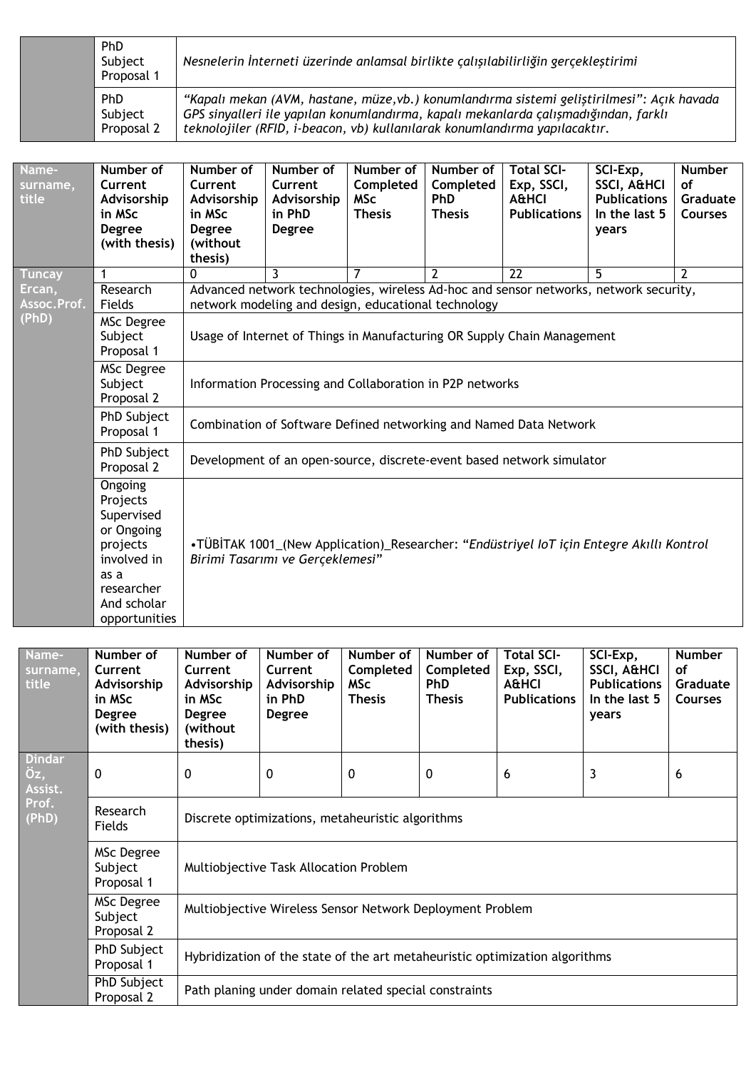| | | |
|---|---|---|
| | PhD Subject Proposal 1 | *Nesnelerin İnterneti üzerinde anlamsal birlikte çalışılabilirliğin gerçekleştirimi* |
| | PhD Subject Proposal 2 | *"Kapalı mekan (AVM, hastane, müze,vb.) konumlandırma sistemi geliştirilmesi": Açık havada GPS sinyalleri ile yapılan konumlandırma, kapalı mekanlarda çalışmadığından, farklı teknolojiler (RFID, i-beacon, vb) kullanılarak konumlandırma yapılacaktır.* |

| Name-surname, title | Number of Current Advisorship in MSc Degree (with thesis) | Number of Current Advisorship in MSc Degree (without thesis) | Number of Current Advisorship in PhD Degree | Number of Completed MSc Thesis | Number of Completed PhD Thesis | Total SCI-Exp, SSCI, A&HCI Publications | SCI-Exp, SSCI, A&HCI Publications In the last 5 years | Number of Graduate Courses |
|---|---|---|---|---|---|---|---|---|
| Tuncay Ercan, Assoc.Prof. (PhD) | 1 | 0 | 3 | 7 | 2 | 22 | 5 | 2 |
| | Research Fields | Advanced network technologies, wireless Ad-hoc and sensor networks, network security, network modeling and design, educational technology | | | | | | |
| | MSc Degree Subject Proposal 1 | Usage of Internet of Things in Manufacturing OR Supply Chain Management | | | | | | |
| | MSc Degree Subject Proposal 2 | Information Processing and Collaboration in P2P networks | | | | | | |
| | PhD Subject Proposal 1 | Combination of Software Defined networking and Named Data Network | | | | | | |
| | PhD Subject Proposal 2 | Development of an open-source, discrete-event based network simulator | | | | | | |
| | Ongoing Projects Supervised or Ongoing projects involved in as a researcher And scholar opportunities | •TÜBİTAK 1001_(New Application)_Researcher: "*Endüstriyel IoT için Entegre Akıllı Kontrol Birimi Tasarımı ve Gerçeklemesi*" | | | | | | |

| Name-surname, title | Number of Current Advisorship in MSc Degree (with thesis) | Number of Current Advisorship in MSc Degree (without thesis) | Number of Current Advisorship in PhD Degree | Number of Completed MSc Thesis | Number of Completed PhD Thesis | Total SCI-Exp, SSCI, A&HCI Publications | SCI-Exp, SSCI, A&HCI Publications In the last 5 years | Number of Graduate Courses |
|---|---|---|---|---|---|---|---|---|
| Dindar Öz, Assist. Prof. (PhD) | 0 | 0 | 0 | 0 | 0 | 6 | 3 | 6 |
| | Research Fields | Discrete optimizations, metaheuristic algorithms | | | | | | |
| | MSc Degree Subject Proposal 1 | Multiobjective Task Allocation Problem | | | | | | |
| | MSc Degree Subject Proposal 2 | Multiobjective Wireless Sensor Network Deployment Problem | | | | | | |
| | PhD Subject Proposal 1 | Hybridization of the state of the art metaheuristic optimization algorithms | | | | | | |
| | PhD Subject Proposal 2 | Path planing under domain related special constraints | | | | | | |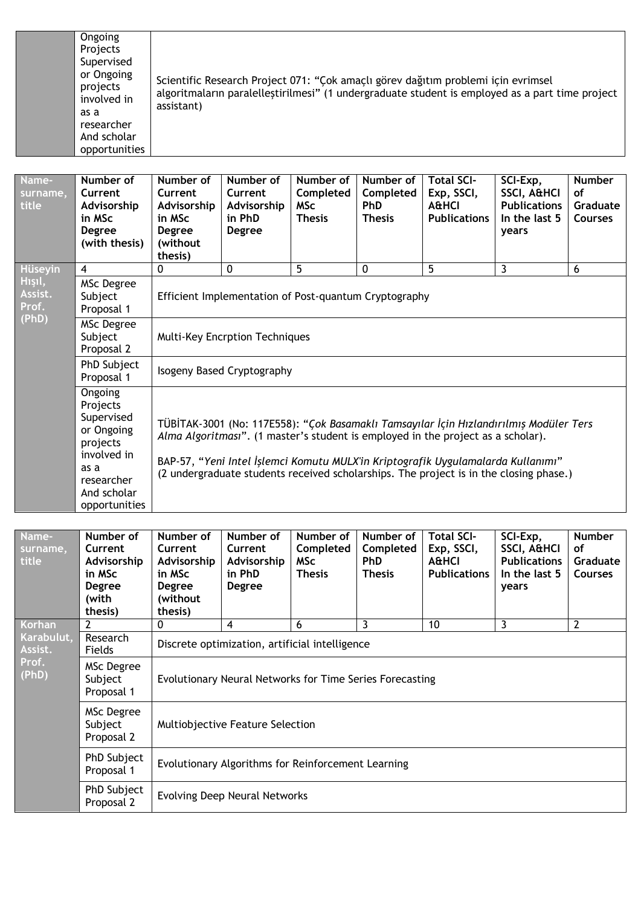| | Ongoing Projects Supervised or Ongoing projects involved in as a researcher And scholar opportunities | Scientific Research Project 071: "Çok amaçlı görev dağıtım problemi için evrimsel algoritmaların paralelleştirilmesi" (1 undergraduate student is employed as a part time project assistant) | | | | | | |
|---|---|---|---|---|---|---|---|---|

| Name-surname, title | Number of Current Advisorship in MSc Degree (with thesis) | Number of Current Advisorship in MSc Degree (without thesis) | Number of Current Advisorship in PhD Degree | Number of Completed MSc Thesis | Number of Completed PhD Thesis | Total SCI-Exp, SSCI, A&HCI Publications | SCI-Exp, SSCI, A&HCI Publications In the last 5 years | Number of Graduate Courses |
|---|---|---|---|---|---|---|---|---|
| Hüseyin Hışıl, Assist. Prof. (PhD) | 4 | 0 | 0 | 5 | 0 | 5 | 3 | 6 |
| | MSc Degree Subject Proposal 1 | Efficient Implementation of Post-quantum Cryptography | | | | | | |
| | MSc Degree Subject Proposal 2 | Multi-Key Encrption Techniques | | | | | | |
| | PhD Subject Proposal 1 | Isogeny Based Cryptography | | | | | | |
| | Ongoing Projects Supervised or Ongoing projects involved in as a researcher And scholar opportunities | TÜBİTAK-3001 (No: 117E558): "*Çok Basamaklı Tamsayılar İçin Hızlandırılmış Modüler Ters Alma Algoritması*". (1 master's student is employed in the project as a scholar). BAP-57, "*Yeni Intel İşlemci Komutu MULX'in Kriptografik Uygulamalarda Kullanımı*" (2 undergraduate students received scholarships. The project is in the closing phase.) | | | | | | |

| Name-surname, title | Number of Current Advisorship in MSc Degree (with thesis) | Number of Current Advisorship in MSc Degree (without thesis) | Number of Current Advisorship in PhD Degree | Number of Completed MSc Thesis | Number of Completed PhD Thesis | Total SCI-Exp, SSCI, A&HCI Publications | SCI-Exp, SSCI, A&HCI Publications In the last 5 years | Number of Graduate Courses |
|---|---|---|---|---|---|---|---|---|
| Korhan Karabulut, Assist. Prof. (PhD) | 2 | 0 | 4 | 6 | 3 | 10 | 3 | 2 |
| | Research Fields | Discrete optimization, artificial intelligence | | | | | | |
| | MSc Degree Subject Proposal 1 | Evolutionary Neural Networks for Time Series Forecasting | | | | | | |
| | MSc Degree Subject Proposal 2 | Multiobjective Feature Selection | | | | | | |
| | PhD Subject Proposal 1 | Evolutionary Algorithms for Reinforcement Learning | | | | | | |
| | PhD Subject Proposal 2 | Evolving Deep Neural Networks | | | | | | |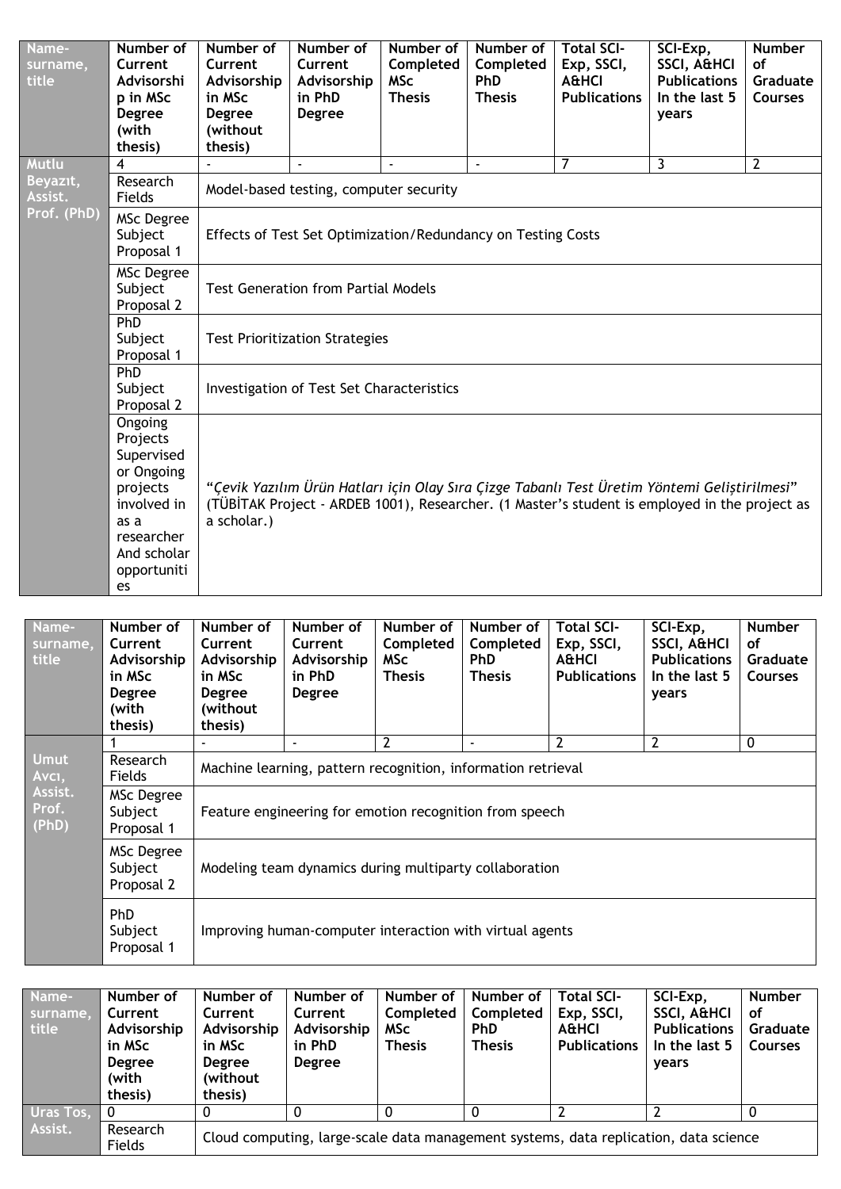| Name-surname, title | Number of Current Advisorship in MSc Degree (with thesis) | Number of Current Advisorship in MSc Degree (without thesis) | Number of Current Advisorship in PhD Degree | Number of Completed MSc Thesis | Number of Completed PhD Thesis | Total SCI-Exp, SSCI, A&HCI Publications | SCI-Exp, SSCI, A&HCI Publications In the last 5 years | Number of Graduate Courses |
|---|---|---|---|---|---|---|---|---|
| Mutlu Beyazıt, Assist. Prof. (PhD) | 4 | - | - | - | - | 7 | 3 | 2 |
| | Research Fields | Model-based testing, computer security | | | | | | |
| | MSc Degree Subject Proposal 1 | Effects of Test Set Optimization/Redundancy on Testing Costs | | | | | | |
| | MSc Degree Subject Proposal 2 | Test Generation from Partial Models | | | | | | |
| | PhD Subject Proposal 1 | Test Prioritization Strategies | | | | | | |
| | PhD Subject Proposal 2 | Investigation of Test Set Characteristics | | | | | | |
| | Ongoing Projects Supervised or Ongoing projects involved in as a researcher And scholar opportunities | "*Çevik Yazılım Ürün Hatları için Olay Sıra Çizge Tabanlı Test Üretim Yöntemi Geliştirilmesi*" (TÜBİTAK Project - ARDEB 1001), Researcher. (1 Master's student is employed in the project as a scholar.) | | | | | | |

| Name-surname, title | Number of Current Advisorship in MSc Degree (with thesis) | Number of Current Advisorship in MSc Degree (without thesis) | Number of Current Advisorship in PhD Degree | Number of Completed MSc Thesis | Number of Completed PhD Thesis | Total SCI-Exp, SSCI, A&HCI Publications | SCI-Exp, SSCI, A&HCI Publications In the last 5 years | Number of Graduate Courses |
|---|---|---|---|---|---|---|---|---|
| Umut Avcı, Assist. Prof. (PhD) | 1 | - | - | 2 | - | 2 | 2 | 0 |
| | Research Fields | Machine learning, pattern recognition, information retrieval | | | | | | |
| | MSc Degree Subject Proposal 1 | Feature engineering for emotion recognition from speech | | | | | | |
| | MSc Degree Subject Proposal 2 | Modeling team dynamics during multiparty collaboration | | | | | | |
| | PhD Subject Proposal 1 | Improving human-computer interaction with virtual agents | | | | | | |

| Name-surname, title | Number of Current Advisorship in MSc Degree (with thesis) | Number of Current Advisorship in MSc Degree (without thesis) | Number of Current Advisorship in PhD Degree | Number of Completed MSc Thesis | Number of Completed PhD Thesis | Total SCI-Exp, SSCI, A&HCI Publications | SCI-Exp, SSCI, A&HCI Publications In the last 5 years | Number of Graduate Courses |
|---|---|---|---|---|---|---|---|---|
| Uras Tos, Assist. | 0 | 0 | 0 | 0 | 0 | 2 | 2 | 0 |
| | Research Fields | Cloud computing, large-scale data management systems, data replication, data science | | | | | | |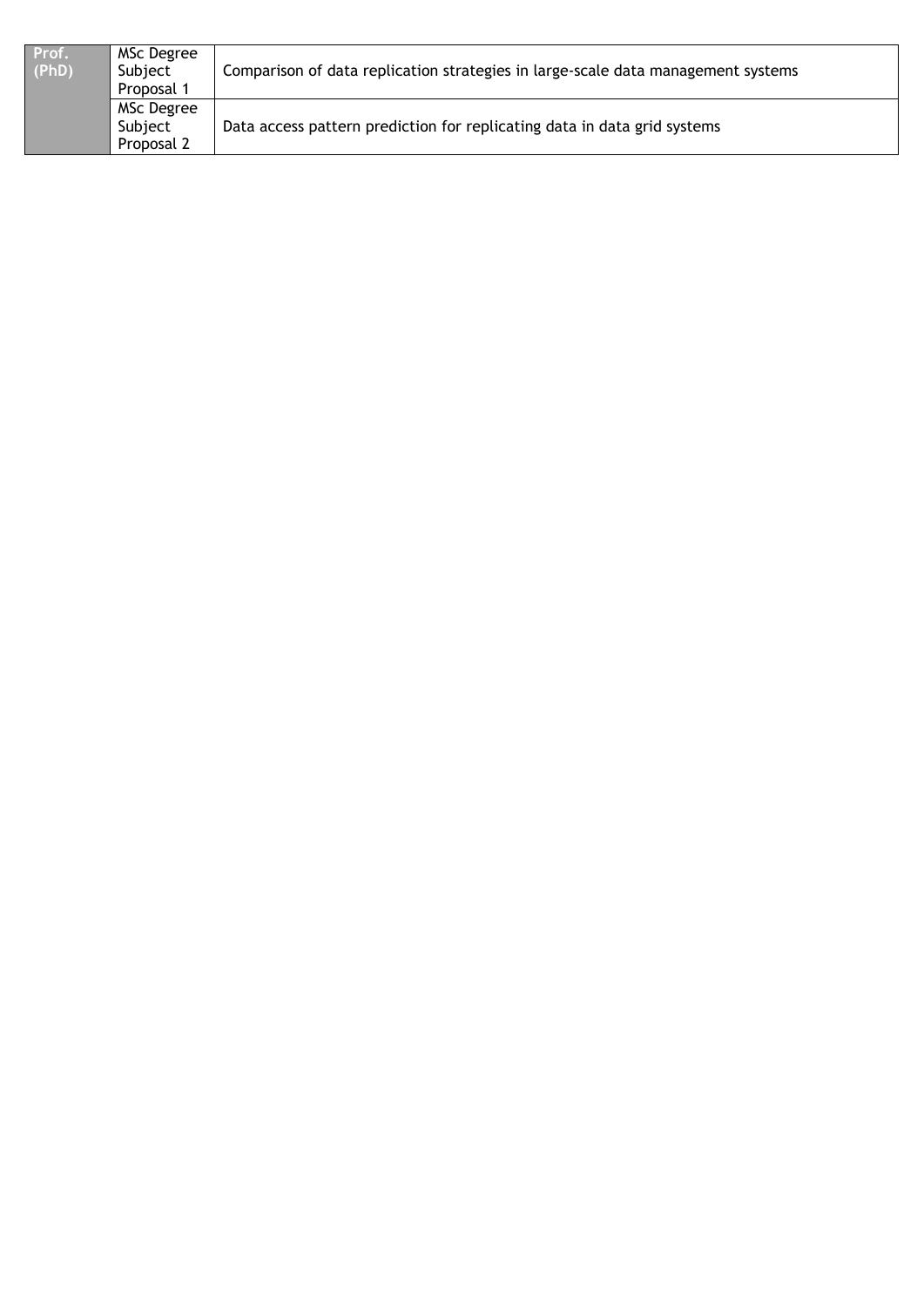| | | |
|---|---|---|
| **Prof. (PhD)** | MSc Degree Subject Proposal 1 | Comparison of data replication strategies in large-scale data management systems |
| | MSc Degree Subject Proposal 2 | Data access pattern prediction for replicating data in data grid systems |